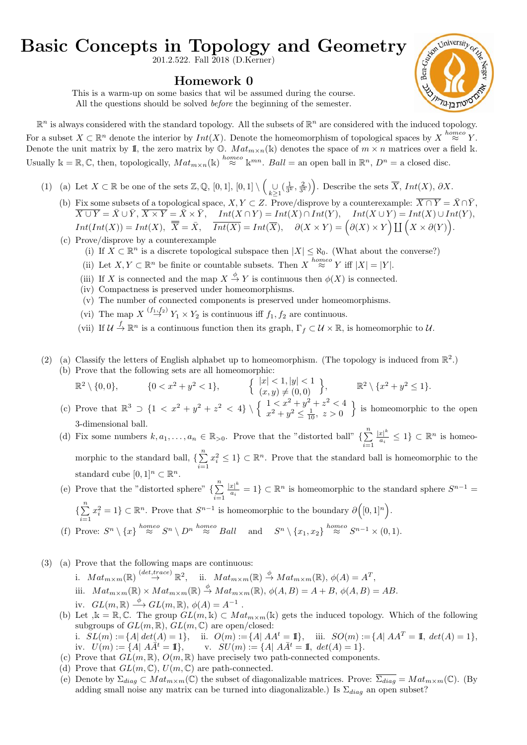# Basic Concepts in Topology and Geometry

201.2.522. Fall 2018 (D.Kerner)

## Homework 0

This is a warm-up on some basics that wil be assumed during the course.
All the questions should be solved *before* the beginning of the semester.

$\mathbb{R}^n$ is always considered with the standard topology. All the subsets of $\mathbb{R}^n$ are considered with the induced topology. For a subset $X \subset \mathbb{R}^n$ denote the interior by $Int(X)$. Denote the homeomorphism of topological spaces by $X \overset{homeo}{\approx} Y$. Denote the unit matrix by $\mathbb{1}$, the zero matrix by $\mathbb{O}$. $Mat_{m\times n}(\Bbbk)$ denotes the space of $m \times n$ matrices over a field $\Bbbk$. Usually $\Bbbk = \mathbb{R}, \mathbb{C}$, then, topologically, $Mat_{m\times n}(\Bbbk) \overset{homeo}{\approx} \Bbbk^{mn}$. $Ball$ = an open ball in $\mathbb{R}^n$, $D^n$ = a closed disc.

(1) (a) Let $X \subset \mathbb{R}$ be one of the sets $\mathbb{Z}, \mathbb{Q}, [0,1], [0,1] \setminus \Big( \bigcup_{k\ge 1} (\frac{1}{3^k}, \frac{2}{3^k}) \Big)$. Describe the sets $\overline{X}$, $Int(X)$, $\partial X$.

(b) Fix some subsets of a topological space, $X, Y \subset Z$. Prove/disprove by a counterexample: $\overline{X \cap Y} = \bar{X} \cap \bar{Y}$, $\overline{X \cup Y} = \bar{X} \cup \bar{Y}$, $\overline{X \times Y} = \bar{X} \times \bar{Y}$, $Int(X \cap Y) = Int(X) \cap Int(Y)$, $Int(X \cup Y) = Int(X) \cup Int(Y)$, $Int(Int(X)) = Int(X)$, $\overline{\overline{X}} = \bar{X}$, $\overline{Int(X)} = Int(\overline{X})$, $\partial(X \times Y) = \Big(\partial(X) \times Y\Big) \coprod \Big(X \times \partial(Y)\Big)$.

(c) Prove/disprove by a counterexample

- (i) If $X \subset \mathbb{R}^n$ is a discrete topological subspace then $|X| \le \aleph_0$. (What about the converse?)
- (ii) Let $X, Y \subset \mathbb{R}^n$ be finite or countable subsets. Then $X \overset{homeo}{\approx} Y$ iff $|X| = |Y|$.
- (iii) If $X$ is connected and the map $X \overset{\phi}{\to} Y$ is continuous then $\phi(X)$ is connected.
- (iv) Compactness is preserved under homeomorphisms.
- (v) The number of connected components is preserved under homeomorphisms.
- (vi) The map $X \overset{(f_1,f_2)}{\to} Y_1 \times Y_2$ is continuous iff $f_1, f_2$ are continuous.
- (vii) If $\mathcal{U} \overset{f}{\to} \mathbb{R}^n$ is a continuous function then its graph, $\Gamma_f \subset \mathcal{U} \times \mathbb{R}$, is homeomorphic to $\mathcal{U}$.

(2) (a) Classify the letters of English alphabet up to homeomorphism. (The topology is induced from $\mathbb{R}^2$.)

(b) Prove that the following sets are all homeomorphic:

$$\mathbb{R}^2 \setminus \{0,0\}, \qquad \{0 < x^2 + y^2 < 1\}, \qquad \left\{ \begin{array}{c} |x| < 1, |y| < 1 \\ (x,y) \neq (0,0) \end{array} \right\}, \qquad \mathbb{R}^2 \setminus \{x^2 + y^2 \le 1\}.$$

(c) Prove that $\mathbb{R}^3 \supset \{1 < x^2 + y^2 + z^2 < 4\} \setminus \left\{ \begin{array}{c} 1 < x^2 + y^2 + z^2 < 4 \\ x^2 + y^2 \le \frac{1}{10},\ z > 0 \end{array} \right\}$ is homeomorphic to the open 3-dimensional ball.

(d) Fix some numbers $k, a_1, \dots, a_n \in \mathbb{R}_{>0}$. Prove that the "distorted ball" $\{\sum_{i=1}^n \frac{|x|^k}{a_i} \le 1\} \subset \mathbb{R}^n$ is homeomorphic to the standard ball, $\{\sum_{i=1}^n x_i^2 \le 1\} \subset \mathbb{R}^n$. Prove that the standard ball is homeomorphic to the standard cube $[0,1]^n \subset \mathbb{R}^n$.

(e) Prove that the "distorted sphere" $\{\sum_{i=1}^n \frac{|x|^k}{a_i} = 1\} \subset \mathbb{R}^n$ is homeomorphic to the standard sphere $S^{n-1} = \{\sum_{i=1}^n x_i^2 = 1\} \subset \mathbb{R}^n$. Prove that $S^{n-1}$ is homeomorphic to the boundary $\partial\Big([0,1]^n\Big)$.

(f) Prove: $S^n \setminus \{x\} \overset{homeo}{\approx} S^n \setminus D^n \overset{homeo}{\approx} Ball$ and $S^n \setminus \{x_1, x_2\} \overset{homeo}{\approx} S^{n-1} \times (0,1)$.

(3) (a) Prove that the following maps are continuous:

i. $Mat_{m\times m}(\mathbb{R}) \overset{(det, trace)}{\to} \mathbb{R}^2$, ii. $Mat_{m\times m}(\mathbb{R}) \overset{\phi}{\to} Mat_{m\times m}(\mathbb{R})$, $\phi(A) = A^T$,

iii. $Mat_{m\times m}(\mathbb{R}) \times Mat_{m\times m}(\mathbb{R}) \overset{\phi}{\to} Mat_{m\times m}(\mathbb{R})$, $\phi(A, B) = A + B$, $\phi(A, B) = AB$.

iv. $GL(m, \mathbb{R}) \overset{\phi}{\longrightarrow} GL(m, \mathbb{R})$, $\phi(A) = A^{-1}$ .

(b) Let ,$\Bbbk = \mathbb{R}, \mathbb{C}$. The group $GL(m, \Bbbk) \subset Mat_{m\times m}(\Bbbk)$ gets the induced topology. Which of the following subgroups of $GL(m, \mathbb{R})$, $GL(m, \mathbb{C})$ are open/closed:

i. $SL(m) := \{A | \, det(A) = 1\}$, ii. $O(m) := \{A | \, AA^t = \mathbb{1}\}$, iii. $SO(m) := \{A | \, AA^T = \mathbb{1},\ det(A) = 1\}$,

iv. $U(m) := \{A | \, A\bar{A}^t = \mathbb{1}\}$, v. $SU(m) := \{A | \, A\bar{A}^t = \mathbb{1},\ det(A) = 1\}$.

(c) Prove that $GL(m, \mathbb{R})$, $O(m, \mathbb{R})$ have precisely two path-connected components.

(d) Prove that $GL(m, \mathbb{C})$, $U(m, \mathbb{C})$ are path-connected.

(e) Denote by $\Sigma_{diag} \subset Mat_{m\times m}(\mathbb{C})$ the subset of diagonalizable matrices. Prove: $\overline{\Sigma_{diag}} = Mat_{m\times m}(\mathbb{C})$. (By adding small noise any matrix can be turned into diagonalizable.) Is $\Sigma_{diag}$ an open subset?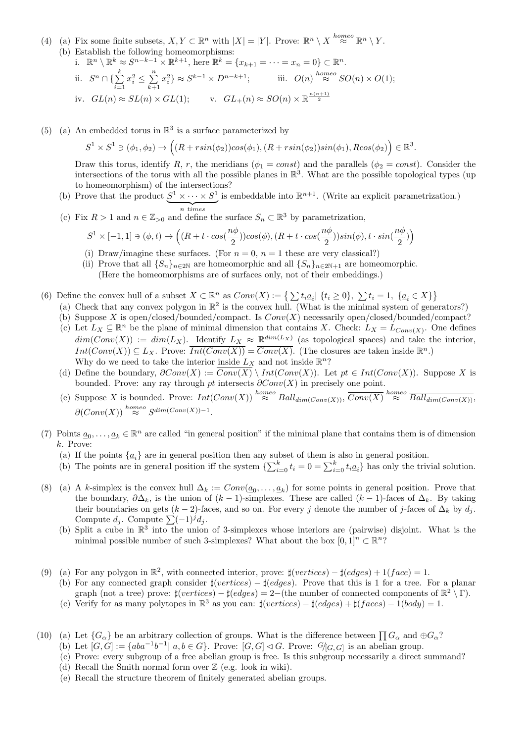(4) (a) Fix some finite subsets, $X, Y \subset \mathbb{R}^n$ with $|X| = |Y|$. Prove: $\mathbb{R}^n \setminus X \overset{homeo}{\approx} \mathbb{R}^n \setminus Y$.

(b) Establish the following homeomorphisms:

i. $\mathbb{R}^n \setminus \mathbb{R}^k \approx S^{n-k-1} \times \mathbb{R}^{k+1}$, here $\mathbb{R}^k = \{x_{k+1} = \cdots = x_n = 0\} \subset \mathbb{R}^n$.

ii. $S^n \cap \{\sum_{i=1}^{k} x_i^2 \leq \sum_{k+1}^{n} x_i^2\} \approx S^{k-1} \times D^{n-k+1}$;  iii. $O(n) \overset{homeo}{\approx} SO(n) \times O(1)$;

iv. $GL(n) \approx SL(n) \times GL(1)$;  v. $GL_+(n) \approx SO(n) \times \mathbb{R}^{\frac{n(n+1)}{2}}$

(5) (a) An embedded torus in $\mathbb{R}^3$ is a surface parameterized by

$$S^1 \times S^1 \ni (\phi_1, \phi_2) \to \Big((R + r sin(\phi_2))cos(\phi_1), (R + r sin(\phi_2))sin(\phi_1), R cos(\phi_2)\Big) \in \mathbb{R}^3.$$

Draw this torus, identify $R$, $r$, the meridians ($\phi_1 = const$) and the parallels ($\phi_2 = const$). Consider the intersections of the torus with all the possible planes in $\mathbb{R}^3$. What are the possible topological types (up to homeomorphism) of the intersections?

(b) Prove that the product $\underbrace{S^1 \times \cdots \times S^1}_{n\ times}$ is embeddable into $\mathbb{R}^{n+1}$. (Write an explicit parametrization.)

(c) Fix $R > 1$ and $n \in \mathbb{Z}_{>0}$ and define the surface $S_n \subset \mathbb{R}^3$ by parametrization,

$$S^1 \times [-1, 1] \ni (\phi, t) \to \Big((R + t \cdot cos(\frac{n\phi}{2}))cos(\phi), (R + t \cdot cos(\frac{n\phi}{2}))sin(\phi), t \cdot sin(\frac{n\phi}{2})\Big)$$

(i) Draw/imagine these surfaces. (For $n = 0$, $n = 1$ these are very classical?)

(ii) Prove that all $\{S_n\}_{n \in 2\mathbb{N}}$ are homeomorphic and all $\{S_n\}_{n \in 2\mathbb{N}+1}$ are homeomorphic. (Here the homeomorphisms are of surfaces only, not of their embeddings.)

(6) Define the convex hull of a subset $X \subset \mathbb{R}^n$ as $Conv(X) := \big\{ \sum t_i \underline{a}_i | \ \{t_i \geq 0\}, \ \sum t_i = 1, \ \{\underline{a}_i \in X\} \big\}$

(a) Check that any convex polygon in $\mathbb{R}^2$ is the convex hull. (What is the minimal system of generators?)

(b) Suppose $X$ is open/closed/bounded/compact. Is $Conv(X)$ necessarily open/closed/bounded/compact?

(c) Let $L_X \subseteq \mathbb{R}^n$ be the plane of minimal dimension that contains $X$. Check: $L_X = L_{Conv(X)}$. One defines $dim(Conv(X)) := dim(L_X)$. Identify $L_X \approx \mathbb{R}^{dim(L_X)}$ (as topological spaces) and take the interior, $Int(Conv(X)) \subseteq L_X$. Prove: $\overline{Int(Conv(X))} = \overline{Conv(X)}$. (The closures are taken inside $\mathbb{R}^n$.) Why do we need to take the interior inside $L_X$ and not inside $\mathbb{R}^n$?

(d) Define the boundary, $\partial Conv(X) := \overline{Conv(X)} \setminus Int(Conv(X))$. Let $pt \in Int(Conv(X))$. Suppose $X$ is bounded. Prove: any ray through $pt$ intersects $\partial Conv(X)$ in precisely one point.

(e) Suppose $X$ is bounded. Prove: $Int(Conv(X)) \overset{homeo}{\approx} Ball_{dim(Conv(X))}$, $\overline{Conv(X)} \overset{homeo}{\approx} \overline{Ball_{dim(Conv(X))}}$, $\partial(Conv(X)) \overset{homeo}{\approx} S^{dim(Conv(X))-1}$.

(7) Points $\underline{a}_0, \ldots, \underline{a}_k \in \mathbb{R}^n$ are called "in general position" if the minimal plane that contains them is of dimension $k$. Prove:

(a) If the points $\{\underline{a}_i\}$ are in general position then any subset of them is also in general position.

(b) The points are in general position iff the system $\{\sum_{i=0}^{k} t_i = 0 = \sum_{i=0}^{k} t_i \underline{a}_i\}$ has only the trivial solution.

(8) (a) A $k$-simplex is the convex hull $\Delta_k := Conv(\underline{a}_0, \ldots, \underline{a}_k)$ for some points in general position. Prove that the boundary, $\partial\Delta_k$, is the union of $(k-1)$-simplexes. These are called $(k-1)$-faces of $\Delta_k$. By taking their boundaries on gets $(k-2)$-faces, and so on. For every $j$ denote the number of $j$-faces of $\Delta_k$ by $d_j$. Compute $d_j$. Compute $\sum (-1)^j d_j$.

(b) Split a cube in $\mathbb{R}^3$ into the union of 3-simplexes whose interiors are (pairwise) disjoint. What is the minimal possible number of such 3-simplexes? What about the box $[0, 1]^n \subset \mathbb{R}^n$?

(9) (a) For any polygon in $\mathbb{R}^2$, with connected interior, prove: $\sharp(vertices) - \sharp(edges) + 1(face) = 1$.

(b) For any connected graph consider $\sharp(vertices) - \sharp(edges)$. Prove that this is 1 for a tree. For a planar graph (not a tree) prove: $\sharp(vertices) - \sharp(edges) = 2-$(the number of connected components of $\mathbb{R}^2 \setminus \Gamma$).

(c) Verify for as many polytopes in $\mathbb{R}^3$ as you can: $\sharp(vertices) - \sharp(edges) + \sharp(faces) - 1(body) = 1$.

(10) (a) Let $\{G_\alpha\}$ be an arbitrary collection of groups. What is the difference between $\prod G_\alpha$ and $\oplus G_\alpha$?

(b) Let $[G, G] := \{aba^{-1}b^{-1} | \ a, b \in G\}$. Prove: $[G, G] \lhd G$. Prove: $G/[G, G]$ is an abelian group.

(c) Prove: every subgroup of a free abelian group is free. Is this subgroup necessarily a direct summand?

(d) Recall the Smith normal form over $\mathbb{Z}$ (e.g. look in wiki).

(e) Recall the structure theorem of finitely generated abelian groups.